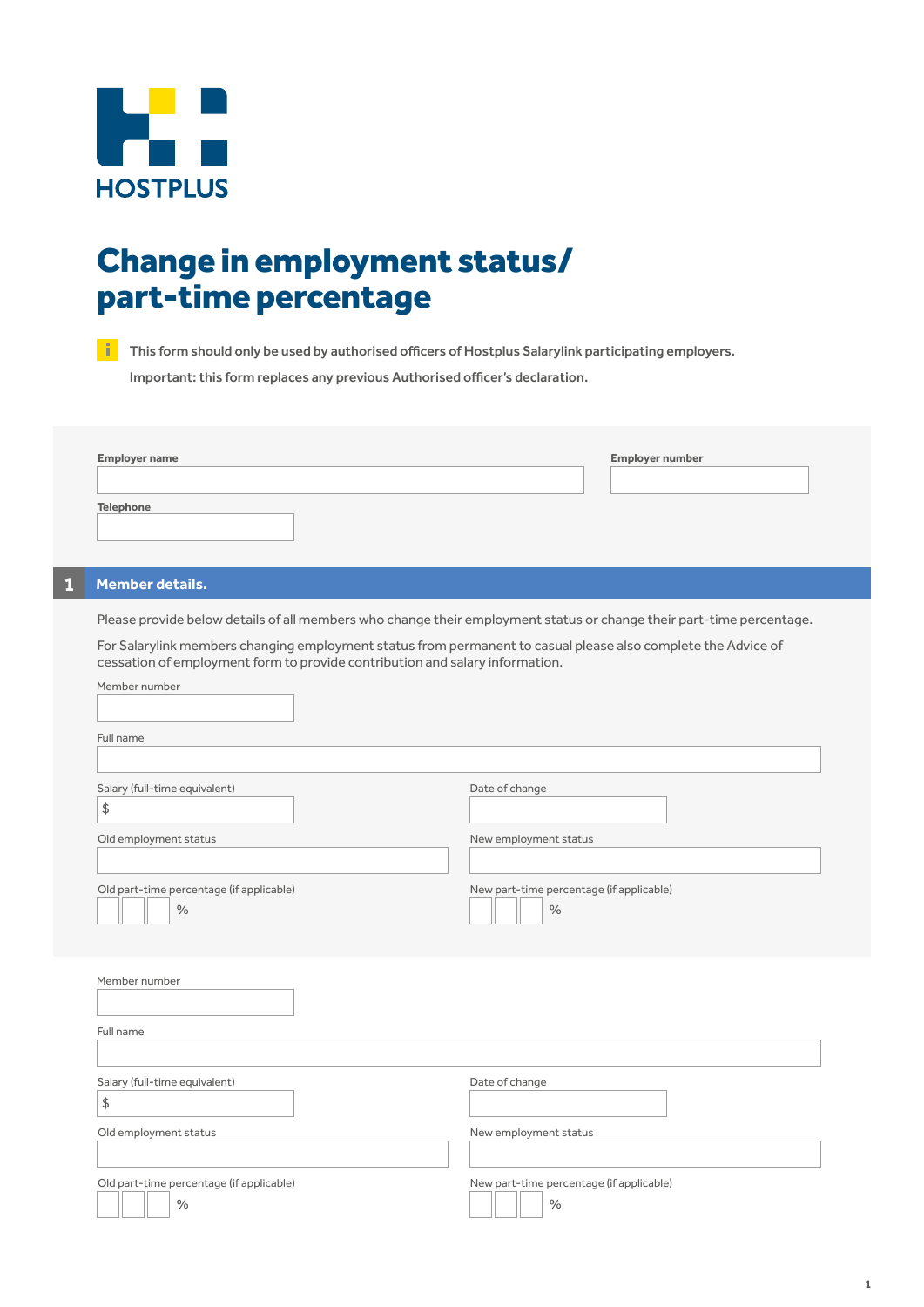HOSTPLUS

# Change in employment status/ part-time percentage

This form should only be used by authorised officers of Hostplus Salarylink participating employers.

Important: this form replaces any previous Authorised officer's declaration.

**Employer name**

**Employer number**

**Telephone**

## 1 Member details.

Please provide below details of all members who change their employment status or change their part-time percentage.

For Salarylink members changing employment status from permanent to casual please also complete the Advice of cessation of employment form to provide contribution and salary information.

Member number

Full name

Salary (full-time equivalent)
$

Date of change

Old employment status

New employment status

Old part-time percentage (if applicable)
%

New part-time percentage (if applicable)
%

Member number

Full name

Salary (full-time equivalent)
$

Date of change

Old employment status

New employment status

Old part-time percentage (if applicable)
%

New part-time percentage (if applicable)
%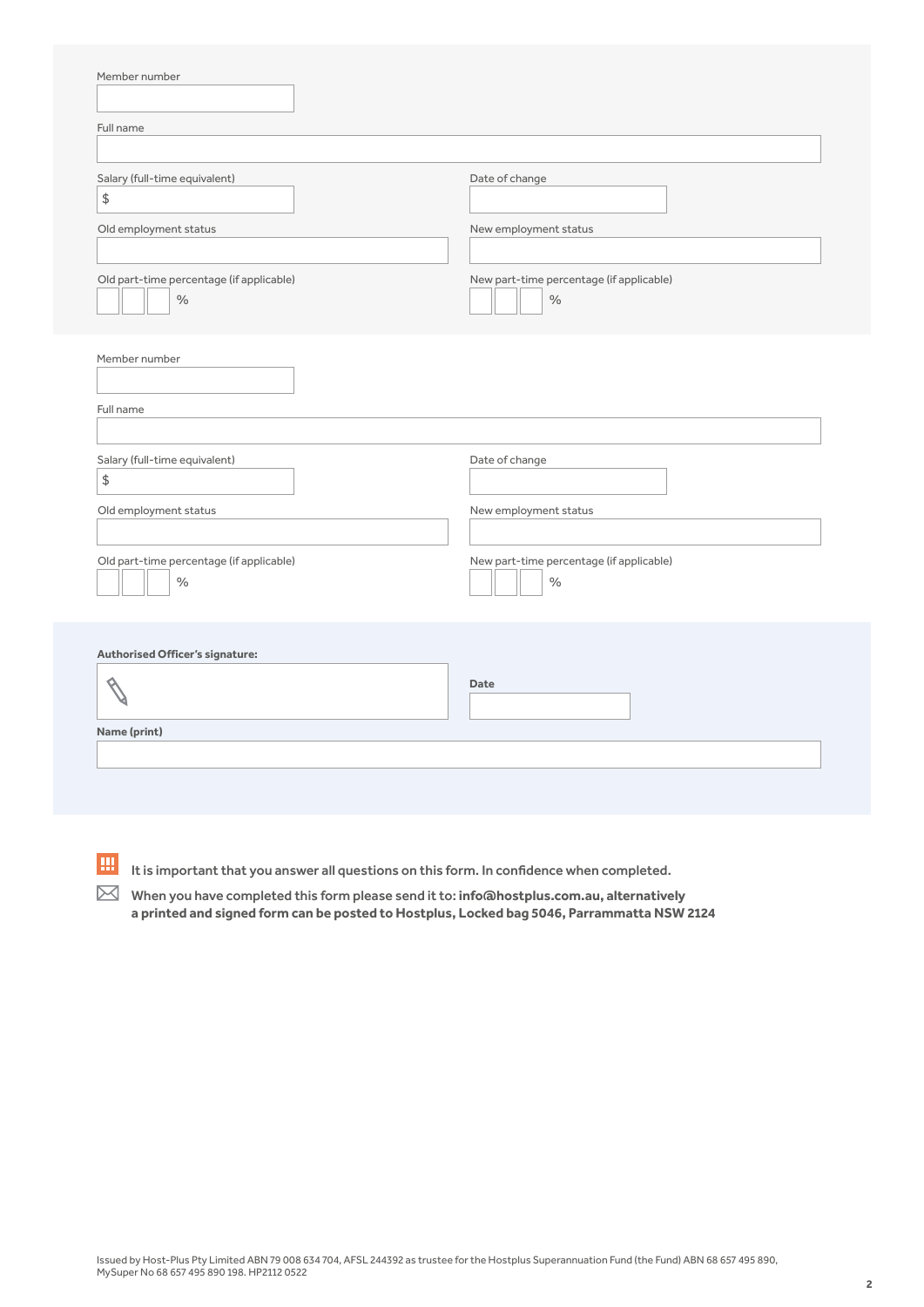Member number

Full name

Salary (full-time equivalent)

$

Date of change

Old employment status

New employment status

Old part-time percentage (if applicable)

%

New part-time percentage (if applicable)

%

Member number

Full name

Salary (full-time equivalent)

$

Date of change

Old employment status

New employment status

Old part-time percentage (if applicable)

%

New part-time percentage (if applicable)

%

**Authorised Officer's signature:**

**Date**

**Name (print)**

**It is important that you answer all questions on this form. In confidence when completed.**

**When you have completed this form please send it to: info@hostplus.com.au, alternatively a printed and signed form can be posted to Hostplus, Locked bag 5046, Parrammatta NSW 2124**

Issued by Host-Plus Pty Limited ABN 79 008 634 704, AFSL 244392 as trustee for the Hostplus Superannuation Fund (the Fund) ABN 68 657 495 890, MySuper No 68 657 495 890 198. HP2112 0522